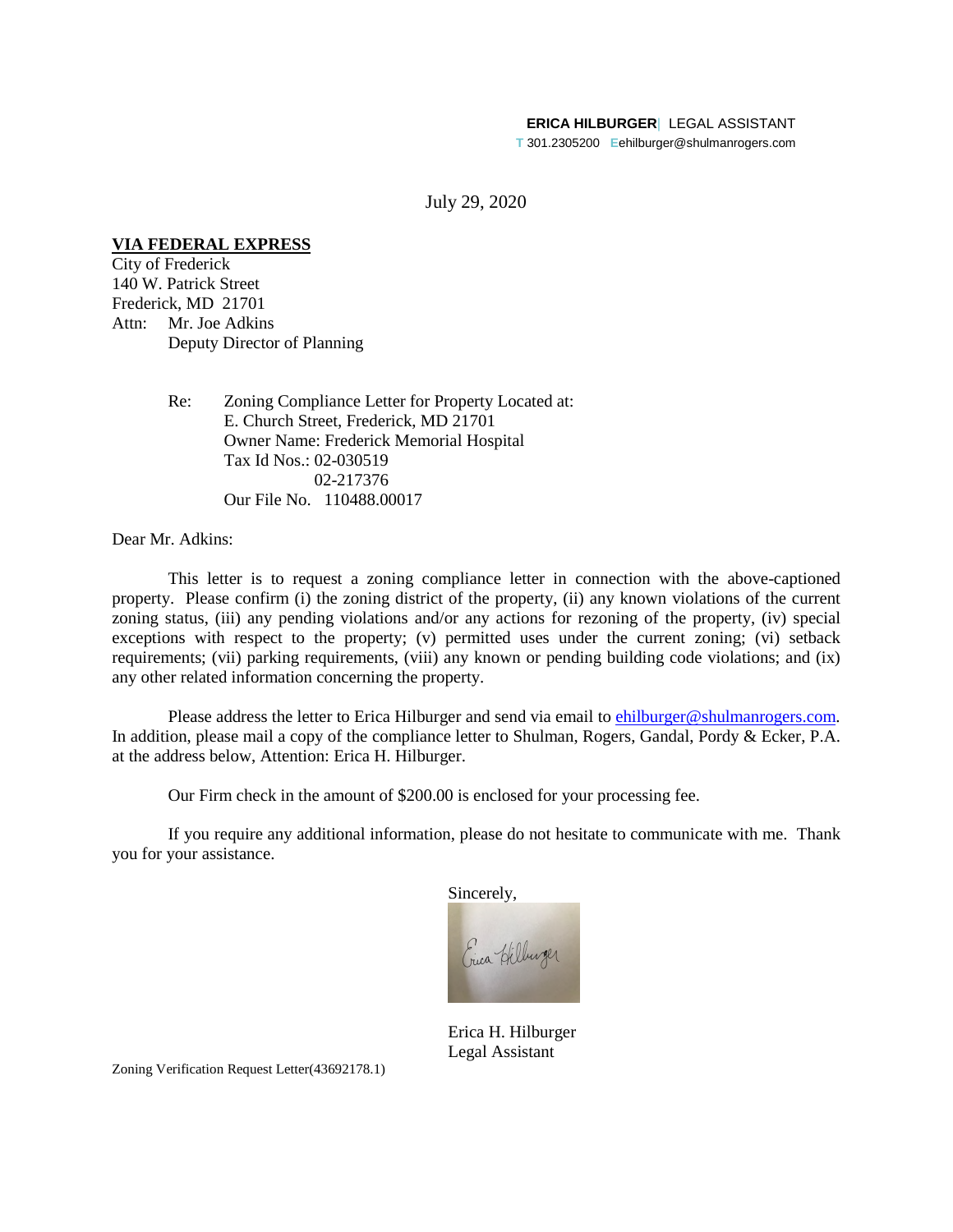**ERICA HILBURGER** | LEGAL ASSISTANT
T 301.2305200 E ehilburger@shulmanrogers.com

July 29, 2020

**VIA FEDERAL EXPRESS**
City of Frederick
140 W. Patrick Street
Frederick, MD 21701
Attn: Mr. Joe Adkins
Deputy Director of Planning

Re: Zoning Compliance Letter for Property Located at:
E. Church Street, Frederick, MD 21701
Owner Name: Frederick Memorial Hospital
Tax Id Nos.: 02-030519
02-217376
Our File No. 110488.00017

Dear Mr. Adkins:

This letter is to request a zoning compliance letter in connection with the above-captioned property. Please confirm (i) the zoning district of the property, (ii) any known violations of the current zoning status, (iii) any pending violations and/or any actions for rezoning of the property, (iv) special exceptions with respect to the property; (v) permitted uses under the current zoning; (vi) setback requirements; (vii) parking requirements, (viii) any known or pending building code violations; and (ix) any other related information concerning the property.

Please address the letter to Erica Hilburger and send via email to ehilburger@shulmanrogers.com. In addition, please mail a copy of the compliance letter to Shulman, Rogers, Gandal, Pordy & Ecker, P.A. at the address below, Attention: Erica H. Hilburger.

Our Firm check in the amount of $200.00 is enclosed for your processing fee.

If you require any additional information, please do not hesitate to communicate with me. Thank you for your assistance.

Sincerely,

Erica H. Hilburger
Legal Assistant

Zoning Verification Request Letter(43692178.1)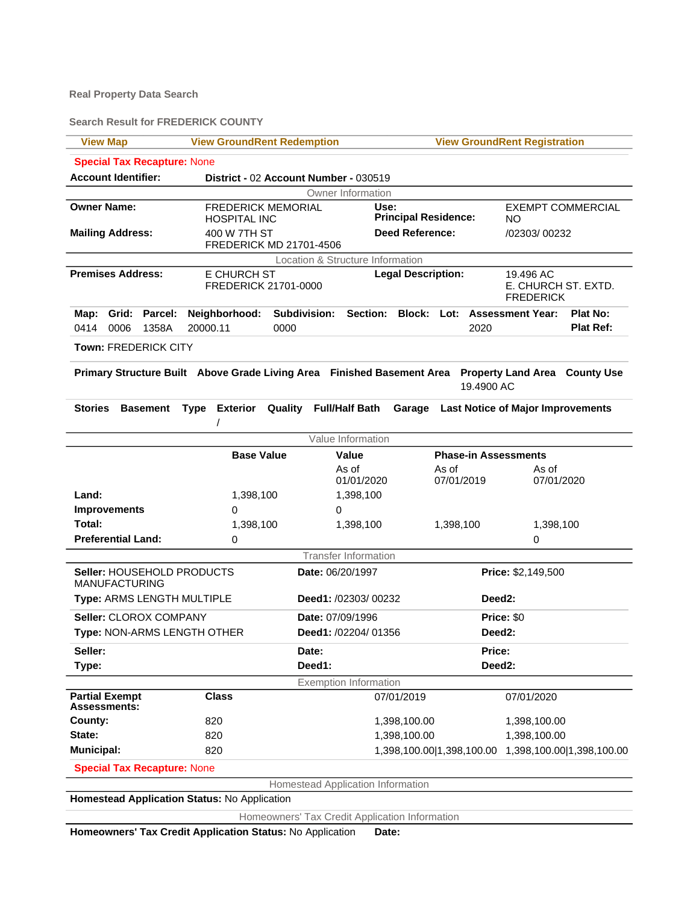Real Property Data Search

Search Result for FREDERICK COUNTY

| View Map | View GroundRent Redemption | View GroundRent Registration |
|---|---|---|

**Special Tax Recapture:** None

| **Account Identifier:** | **District -** 02 **Account Number -** 030519 |
|---|---|

## Owner Information

| | | | |
|---|---|---|---|
| **Owner Name:** | FREDERICK MEMORIAL HOSPITAL INC | **Use:** **Principal Residence:** | EXEMPT COMMERCIAL NO |
| **Mailing Address:** | 400 W 7TH ST FREDERICK MD 21701-4506 | **Deed Reference:** | /02303/ 00232 |

## Location & Structure Information

| | | | |
|---|---|---|---|
| **Premises Address:** | E CHURCH ST FREDERICK 21701-0000 | **Legal Description:** | 19.496 AC E. CHURCH ST. EXTD. FREDERICK |

| Map: | Grid: | Parcel: | Neighborhood: | Subdivision: | Section: | Block: | Lot: | Assessment Year: | Plat No: |
|---|---|---|---|---|---|---|---|---|---|
| 0414 | 0006 | 1358A | 20000.11 | 0000 | | | | 2020 | Plat Ref: |

**Town:** FREDERICK CITY

| Primary Structure Built | Above Grade Living Area | Finished Basement Area | Property Land Area | County Use |
|---|---|---|---|---|
| | | | 19.4900 AC | |

| Stories | Basement | Type | Exterior | Quality | Full/Half Bath | Garage | Last Notice of Major Improvements |
|---|---|---|---|---|---|---|---|
| | | | / | | | | |

## Value Information

| | Base Value | Value | Phase-in Assessments | |
|---|---|---|---|---|
| | | As of 01/01/2020 | As of 07/01/2019 | As of 07/01/2020 |
| **Land:** | 1,398,100 | 1,398,100 | | |
| **Improvements** | 0 | 0 | | |
| **Total:** | 1,398,100 | 1,398,100 | 1,398,100 | 1,398,100 |
| **Preferential Land:** | 0 | | | 0 |

## Transfer Information

| | | |
|---|---|---|
| **Seller:** HOUSEHOLD PRODUCTS MANUFACTURING | **Date:** 06/20/1997 | **Price:** $2,149,500 |
| **Type:** ARMS LENGTH MULTIPLE | **Deed1:** /02303/ 00232 | **Deed2:** |
| **Seller:** CLOROX COMPANY | **Date:** 07/09/1996 | **Price:** $0 |
| **Type:** NON-ARMS LENGTH OTHER | **Deed1:** /02204/ 01356 | **Deed2:** |
| **Seller:** | **Date:** | **Price:** |
| **Type:** | **Deed1:** | **Deed2:** |

## Exemption Information

| **Partial Exempt Assessments:** | **Class** | 07/01/2019 | 07/01/2020 |
|---|---|---|---|
| **County:** | 820 | 1,398,100.00 | 1,398,100.00 |
| **State:** | 820 | 1,398,100.00 | 1,398,100.00 |
| **Municipal:** | 820 | 1,398,100.00\|1,398,100.00 | 1,398,100.00\|1,398,100.00 |

**Special Tax Recapture:** None

## Homestead Application Information

**Homestead Application Status:** No Application

## Homeowners' Tax Credit Application Information

**Homeowners' Tax Credit Application Status:** No Application **Date:**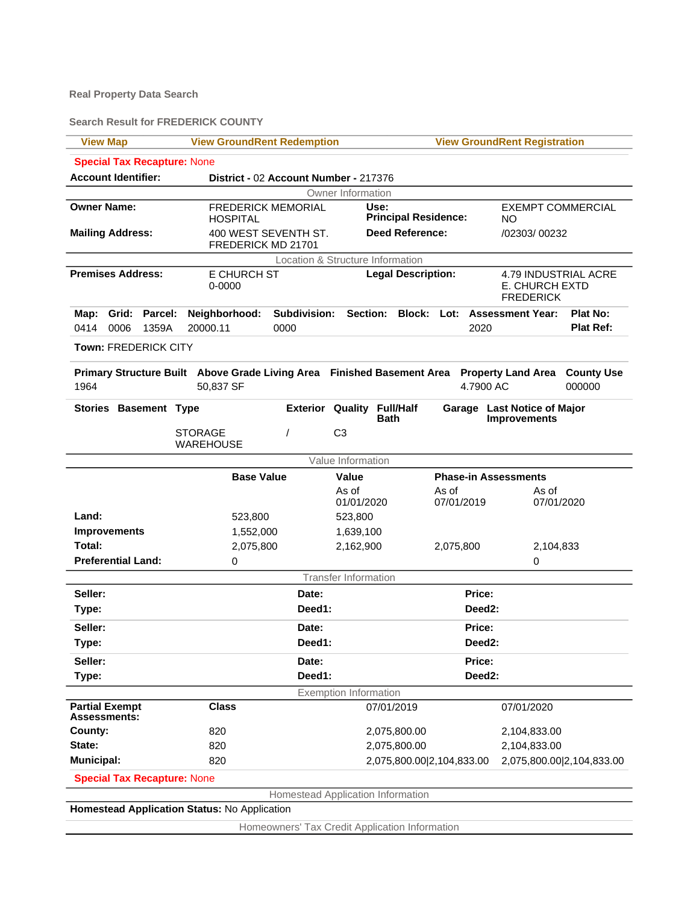Real Property Data Search

Search Result for FREDERICK COUNTY

| View Map | View GroundRent Redemption | View GroundRent Registration |
|---|---|---|

**Special Tax Recapture:** None

| | | | |
|---|---|---|---|
| **Account Identifier:** | **District -** 02 **Account Number -** 217376 | | |

Owner Information

| | | | |
|---|---|---|---|
| **Owner Name:** | FREDERICK MEMORIAL HOSPITAL | **Use:** **Principal Residence:** | EXEMPT COMMERCIAL NO |
| **Mailing Address:** | 400 WEST SEVENTH ST. FREDERICK MD 21701 | **Deed Reference:** | /02303/ 00232 |

Location & Structure Information

| | | | |
|---|---|---|---|
| **Premises Address:** | E CHURCH ST 0-0000 | **Legal Description:** | 4.79 INDUSTRIAL ACRE E. CHURCH EXTD FREDERICK |

| Map: | Grid: | Parcel: | Neighborhood: | Subdivision: | Section: | Block: | Lot: | Assessment Year: | Plat No: |
|---|---|---|---|---|---|---|---|---|---|
| 0414 | 0006 | 1359A | 20000.11 | 0000 | | | | 2020 | **Plat Ref:** |

**Town:** FREDERICK CITY

| Primary Structure Built | Above Grade Living Area | Finished Basement Area | Property Land Area | County Use |
|---|---|---|---|---|
| 1964 | 50,837 SF | | 4.7900 AC | 000000 |

| Stories | Basement | Type | Exterior | Quality | Full/Half Bath | Garage | Last Notice of Major Improvements |
|---|---|---|---|---|---|---|---|
| | | STORAGE WAREHOUSE | / | C3 | | | |

Value Information

| | Base Value | Value | Phase-in Assessments | |
|---|---|---|---|---|
| | | As of 01/01/2020 | As of 07/01/2019 | As of 07/01/2020 |
| **Land:** | 523,800 | 523,800 | | |
| **Improvements** | 1,552,000 | 1,639,100 | | |
| **Total:** | 2,075,800 | 2,162,900 | 2,075,800 | 2,104,833 |
| **Preferential Land:** | 0 | | | 0 |

Transfer Information

| | | |
|---|---|---|
| **Seller:** | **Date:** | **Price:** |
| **Type:** | **Deed1:** | **Deed2:** |
| **Seller:** | **Date:** | **Price:** |
| **Type:** | **Deed1:** | **Deed2:** |
| **Seller:** | **Date:** | **Price:** |
| **Type:** | **Deed1:** | **Deed2:** |

Exemption Information

| Partial Exempt Assessments: | Class | 07/01/2019 | 07/01/2020 |
|---|---|---|---|
| **County:** | 820 | 2,075,800.00 | 2,104,833.00 |
| **State:** | 820 | 2,075,800.00 | 2,104,833.00 |
| **Municipal:** | 820 | 2,075,800.00\|2,104,833.00 | 2,075,800.00\|2,104,833.00 |

**Special Tax Recapture:** None

Homestead Application Information

**Homestead Application Status:** No Application

Homeowners' Tax Credit Application Information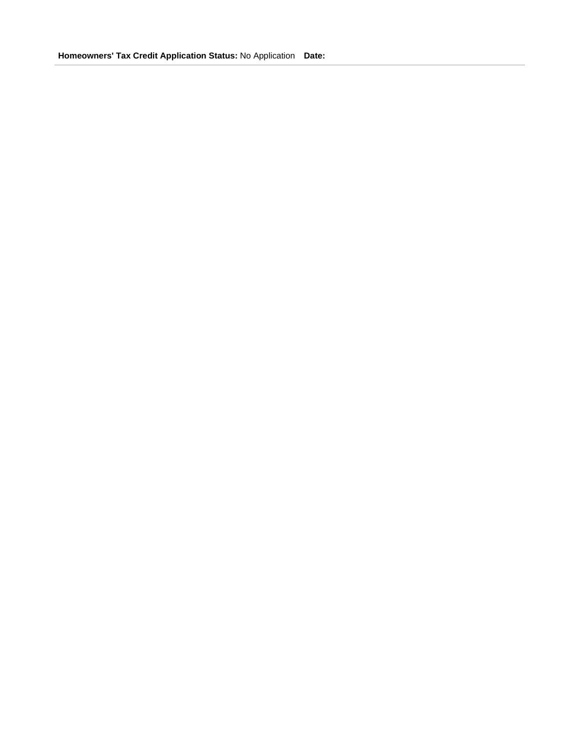**Homeowners' Tax Credit Application Status:** No Application **Date:**